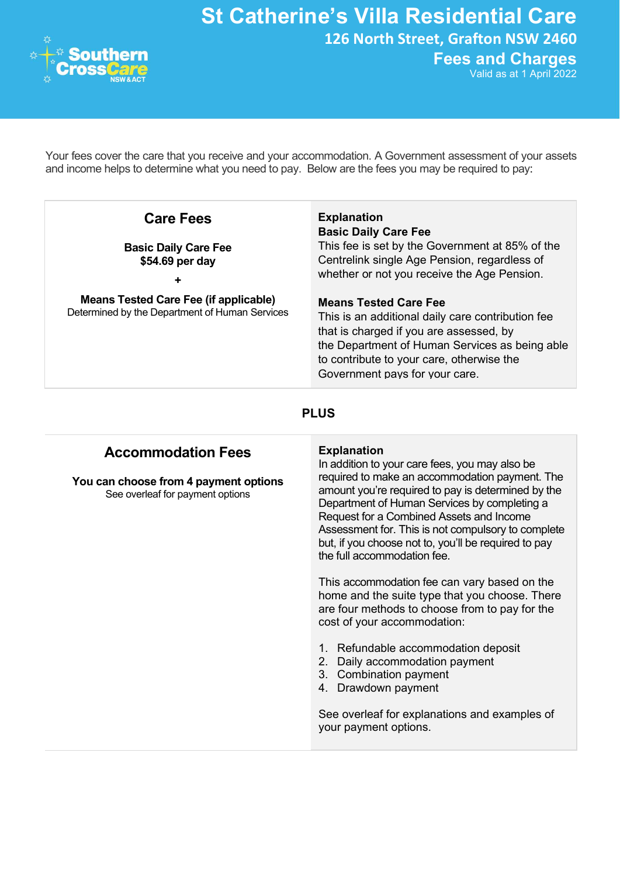# St Catherine's Villa Residential Care

## 126 North Street, Grafton NSW 2460

## Fees and Charges

Valid as at 1 April 2022

Your fees cover the care that you receive and your accommodation. A Government assessment of your assets and income helps to determine what you need to pay. Below are the fees you may be required to pay:

| | |
|---|---|
| **Care Fees**<br><br>**Basic Daily Care Fee**<br>**$54.69 per day**<br><br>**+**<br><br>**Means Tested Care Fee (if applicable)**<br>Determined by the Department of Human Services | **Explanation**<br>**Basic Daily Care Fee**<br>This fee is set by the Government at 85% of the Centrelink single Age Pension, regardless of whether or not you receive the Age Pension.<br><br>**Means Tested Care Fee**<br>This is an additional daily care contribution fee that is charged if you are assessed, by the Department of Human Services as being able to contribute to your care, otherwise the Government pays for your care. |

**PLUS**

| | |
|---|---|
| **Accommodation Fees**<br><br>**You can choose from 4 payment options**<br>See overleaf for payment options | **Explanation**<br>In addition to your care fees, you may also be required to make an accommodation payment. The amount you're required to pay is determined by the Department of Human Services by completing a Request for a Combined Assets and Income Assessment for. This is not compulsory to complete but, if you choose not to, you'll be required to pay the full accommodation fee.<br><br>This accommodation fee can vary based on the home and the suite type that you choose. There are four methods to choose from to pay for the cost of your accommodation:<br><br>1. Refundable accommodation deposit<br>2. Daily accommodation payment<br>3. Combination payment<br>4. Drawdown payment<br><br>See overleaf for explanations and examples of your payment options. |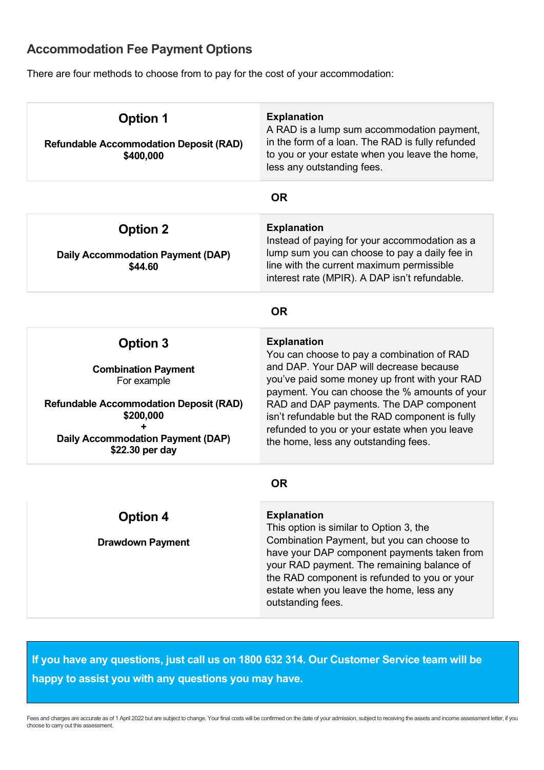## Accommodation Fee Payment Options

There are four methods to choose from to pay for the cost of your accommodation:

| | |
|---|---|
| **Option 1**<br><br>**Refundable Accommodation Deposit (RAD)**<br>**$400,000** | **Explanation**<br>A RAD is a lump sum accommodation payment, in the form of a loan. The RAD is fully refunded to you or your estate when you leave the home, less any outstanding fees. |

**OR**

| | |
|---|---|
| **Option 2**<br><br>**Daily Accommodation Payment (DAP)**<br>**$44.60** | **Explanation**<br>Instead of paying for your accommodation as a lump sum you can choose to pay a daily fee in line with the current maximum permissible interest rate (MPIR). A DAP isn't refundable. |

**OR**

| | |
|---|---|
| **Option 3**<br><br>**Combination Payment**<br>For example<br><br>**Refundable Accommodation Deposit (RAD)**<br>**$200,000**<br>**+**<br>**Daily Accommodation Payment (DAP)**<br>**$22.30 per day** | **Explanation**<br>You can choose to pay a combination of RAD and DAP. Your DAP will decrease because you've paid some money up front with your RAD payment. You can choose the % amounts of your RAD and DAP payments. The DAP component isn't refundable but the RAD component is fully refunded to you or your estate when you leave the home, less any outstanding fees. |

**OR**

| | |
|---|---|
| **Option 4**<br><br>**Drawdown Payment** | **Explanation**<br>This option is similar to Option 3, the Combination Payment, but you can choose to have your DAP component payments taken from your RAD payment. The remaining balance of the RAD component is refunded to you or your estate when you leave the home, less any outstanding fees. |

**If you have any questions, just call us on 1800 632 314. Our Customer Service team will be happy to assist you with any questions you may have.**

Fees and charges are accurate as of 1 April 2022 but are subject to change. Your final costs will be confirmed on the date of your admission, subject to receiving the assets and income assessment letter, if you choose to carry out this assessment.